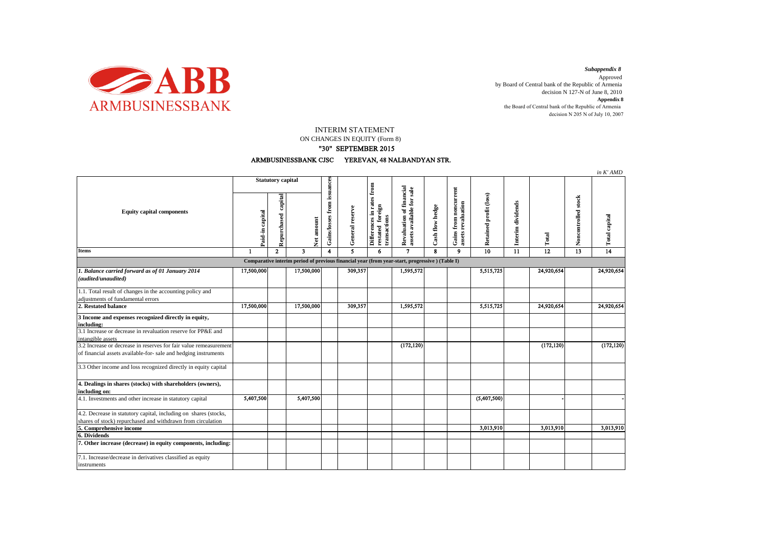ABB ARMBUSINESSBANK

*Subappendix 8*
Approved
by Board of Central bank of the Republic of Armenia
decision N 127-N of June 8, 2010
**Appendix 8**
the Board of Central bank of the Republic of Armenia
decision N 205 N of July 10, 2007

# INTERIM STATEMENT
## ON CHANGES IN EQUITY (Form 8)
## "30" SEPTEMBER 2015
## ARMBUSINESSBANK CJSC YEREVAN, 48 NALBANDYAN STR.

*in K' AMD*

| Equity capital components | Statutory capital | | | Gains/losses from issuances | General reserve | Differences in rates from restated foreign transactions | Revaluation of financial assets available for sale | Cash flow hedge | Gains from noncurrent assets revaluation | Retained profit (loss) | Interim dividends | Total | Noncontrolled stock | Total capital |
|---|---|---|---|---|---|---|---|---|---|---|---|---|---|---|
| | Paid-in capital | Repurchased capital | Net amount | | | | | | | | | | | |
| **Items** | 1 | 2 | 3 | 4 | 5 | 6 | 7 | 8 | 9 | 10 | 11 | 12 | 13 | 14 |
| **Comparative interim period of previous financial year (from year-start, progressive ) (Table I)** | | | | | | | | | | | | | | |
| ***1. Balance carried forward as of 01 January 2014 (audited/unaudited)*** | 17,500,000 | | 17,500,000 | | 309,357 | | 1,595,572 | | | 5,515,725 | | 24,920,654 | | 24,920,654 |
| 1.1. Total result of changes in the accounting policy and adjustments of fundamental errors | | | | | | | | | | | | | | |
| **2. Restated balance** | 17,500,000 | | 17,500,000 | | 309,357 | | 1,595,572 | | | 5,515,725 | | 24,920,654 | | 24,920,654 |
| **3 Income and expenses recognized directly in equity, including:** | | | | | | | | | | | | | | |
| 3.1 Increase or decrease in revaluation reserve for PP&E and intangible assets | | | | | | | | | | | | | | |
| 3.2 Increase or decrease in reserves for fair value remeasurement of financial assets available-for- sale and hedging instruments | | | | | | | (172,120) | | | | | (172,120) | | (172,120) |
| 3.3 Other income and loss recognized directly in equity capital | | | | | | | | | | | | | | |
| **4. Dealings in shares (stocks) with shareholders (owners), including on:** | | | | | | | | | | | | | | |
| 4.1. Investments and other increase in statutory capital | 5,407,500 | | 5,407,500 | | | | | | | (5,407,500) | | - | | - |
| 4.2. Decrease in statutory capital, including on shares (stocks, shares of stock) repurchased and withdrawn from circulation | | | | | | | | | | | | | | |
| **5. Comprehensive income** | | | | | | | | | | 3,013,910 | | 3,013,910 | | 3,013,910 |
| **6. Dividends** | | | | | | | | | | | | | | |
| **7. Other increase (decrease) in equity components, including:** | | | | | | | | | | | | | | |
| 7.1. Increase/decrease in derivatives classified as equity instruments | | | | | | | | | | | | | | |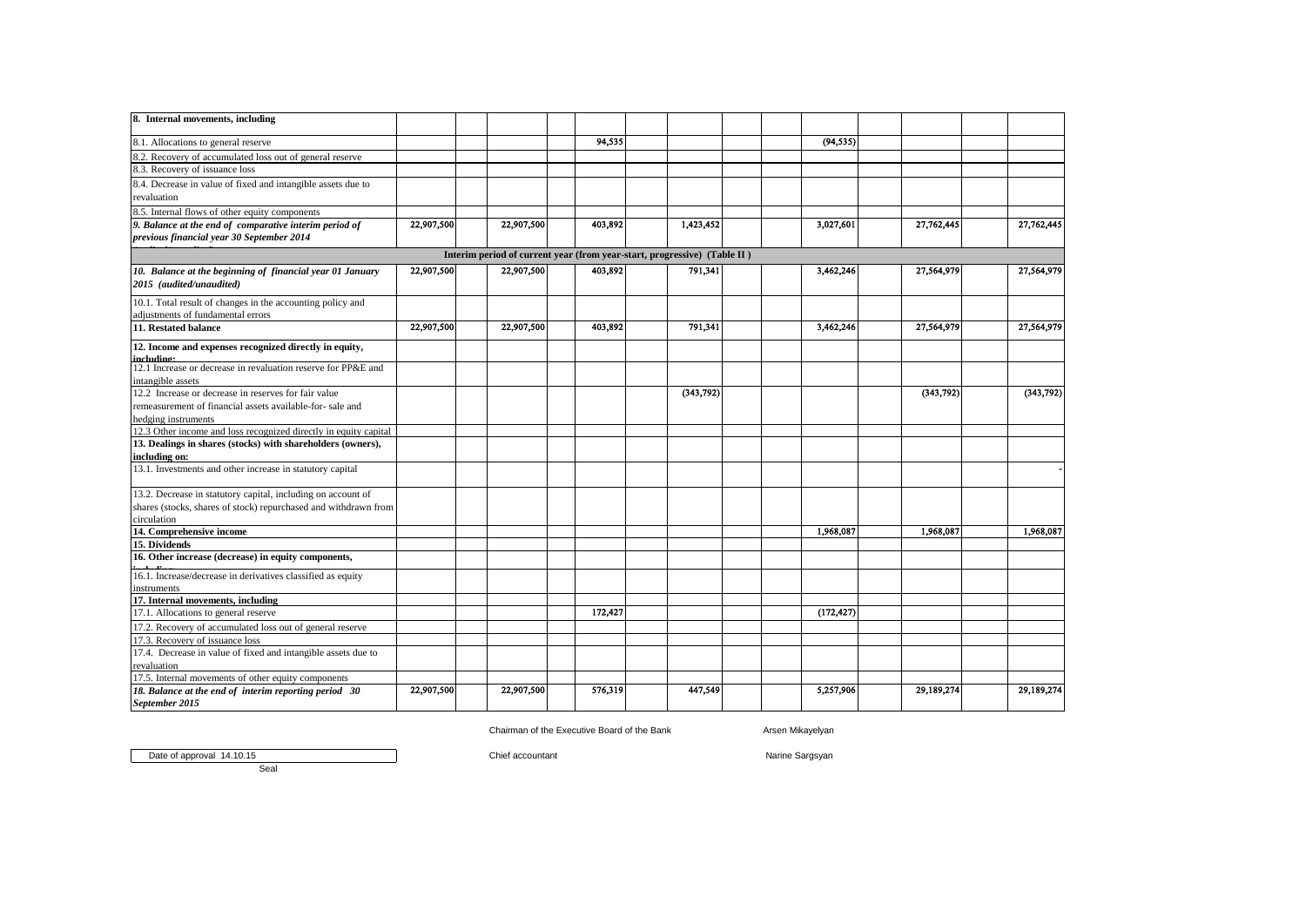| | | | | | | | | | | | | | | |
|---|---|---|---|---|---|---|---|---|---|---|---|---|---|---|
| **8. Internal movements, including** | | | | | | | | | | | | | | |
| 8.1. Allocations to general reserve | | | | | 94,535 | | | | | (94,535) | | | | |
| 8.2. Recovery of accumulated loss out of general reserve | | | | | | | | | | | | | | |
| 8.3. Recovery of issuance loss | | | | | | | | | | | | | | |
| 8.4. Decrease in value of fixed and intangible assets due to revaluation | | | | | | | | | | | | | | |
| 8.5. Internal flows of other equity components | | | | | | | | | | | | | | |
| ***9. Balance at the end of comparative interim period of previous financial year 30 September 2014*** | 22,907,500 | | 22,907,500 | | 403,892 | | 1,423,452 | | | 3,027,601 | | 27,762,445 | | 27,762,445 |
| **Interim period of current year (from year-start, progressive) (Table II )** | | | | | | | | | | | | | | |
| ***10. Balance at the beginning of financial year 01 January 2015 (audited/unaudited)*** | 22,907,500 | | 22,907,500 | | 403,892 | | 791,341 | | | 3,462,246 | | 27,564,979 | | 27,564,979 |
| 10.1. Total result of changes in the accounting policy and adjustments of fundamental errors | | | | | | | | | | | | | | |
| **11. Restated balance** | 22,907,500 | | 22,907,500 | | 403,892 | | 791,341 | | | 3,462,246 | | 27,564,979 | | 27,564,979 |
| **12. Income and expenses recognized directly in equity, including:** | | | | | | | | | | | | | | |
| 12.1 Increase or decrease in revaluation reserve for PP&E and intangible assets | | | | | | | | | | | | | | |
| 12.2 Increase or decrease in reserves for fair value remeasurement of financial assets available-for- sale and hedging instruments | | | | | | | (343,792) | | | | | (343,792) | | (343,792) |
| 12.3 Other income and loss recognized directly in equity capital | | | | | | | | | | | | | | |
| **13. Dealings in shares (stocks) with shareholders (owners), including on:** | | | | | | | | | | | | | | |
| 13.1. Investments and other increase in statutory capital | | | | | | | | | | | | | | - |
| 13.2. Decrease in statutory capital, including on account of shares (stocks, shares of stock) repurchased and withdrawn from circulation | | | | | | | | | | | | | | |
| **14. Comprehensive income** | | | | | | | | | | 1,968,087 | | 1,968,087 | | 1,968,087 |
| **15. Dividends** | | | | | | | | | | | | | | |
| **16. Other increase (decrease) in equity components, including:** | | | | | | | | | | | | | | |
| 16.1. Increase/decrease in derivatives classified as equity instruments | | | | | | | | | | | | | | |
| **17. Internal movements, including** | | | | | | | | | | | | | | |
| 17.1. Allocations to general reserve | | | | | 172,427 | | | | | (172,427) | | | | |
| 17.2. Recovery of accumulated loss out of general reserve | | | | | | | | | | | | | | |
| 17.3. Recovery of issuance loss | | | | | | | | | | | | | | |
| 17.4. Decrease in value of fixed and intangible assets due to revaluation | | | | | | | | | | | | | | |
| 17.5. Internal movements of other equity components | | | | | | | | | | | | | | |
| ***18. Balance at the end of interim reporting period 30 September 2015*** | 22,907,500 | | 22,907,500 | | 576,319 | | 447,549 | | | 5,257,906 | | 29,189,274 | | 29,189,274 |

Chairman of the Executive Board of the Bank — Arsen Mikayelyan

Date of approval 14.10.15

Chief accountant — Narine Sargsyan

Seal